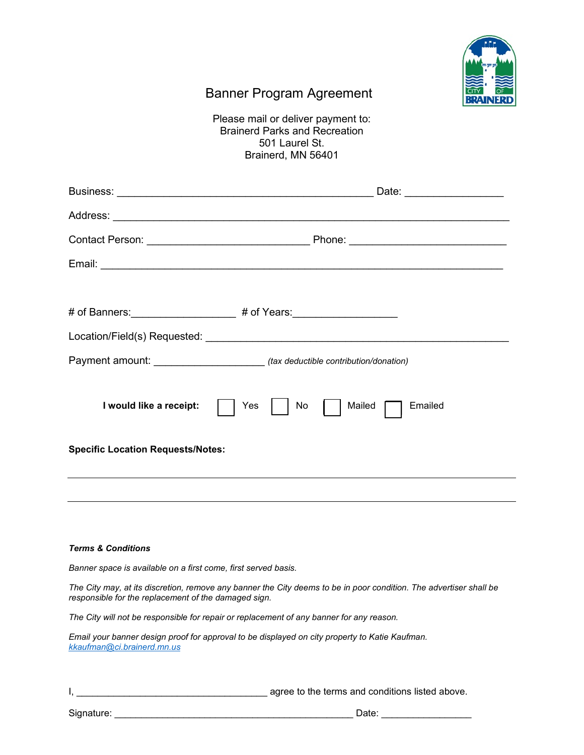# Banner Program Agreement

Please mail or deliver payment to:
Brainerd Parks and Recreation
501 Laurel St.
Brainerd, MN 56401

Business: ____________________________________________ Date: _________________

Address: ____________________________________________________________________

Contact Person: ____________________________ Phone: ___________________________

Email: ______________________________________________________________________

\# of Banners:__________________ # of Years:__________________

Location/Field(s) Requested: ____________________________________________________

Payment amount: ___________________ *(tax deductible contribution/donation)*

**I would like a receipt:** ☐ Yes ☐ No ☐ Mailed ☐ Emailed

**Specific Location Requests/Notes:**

______________________________________________________________________________

______________________________________________________________________________

***Terms & Conditions***

*Banner space is available on a first come, first served basis.*

*The City may, at its discretion, remove any banner the City deems to be in poor condition. The advertiser shall be responsible for the replacement of the damaged sign.*

*The City will not be responsible for repair or replacement of any banner for any reason.*

*Email your banner design proof for approval to be displayed on city property to Katie Kaufman. kkaufman@ci.brainerd.mn.us*

I, ____________________________________ agree to the terms and conditions listed above.

Signature: ______________________________________________ Date: _________________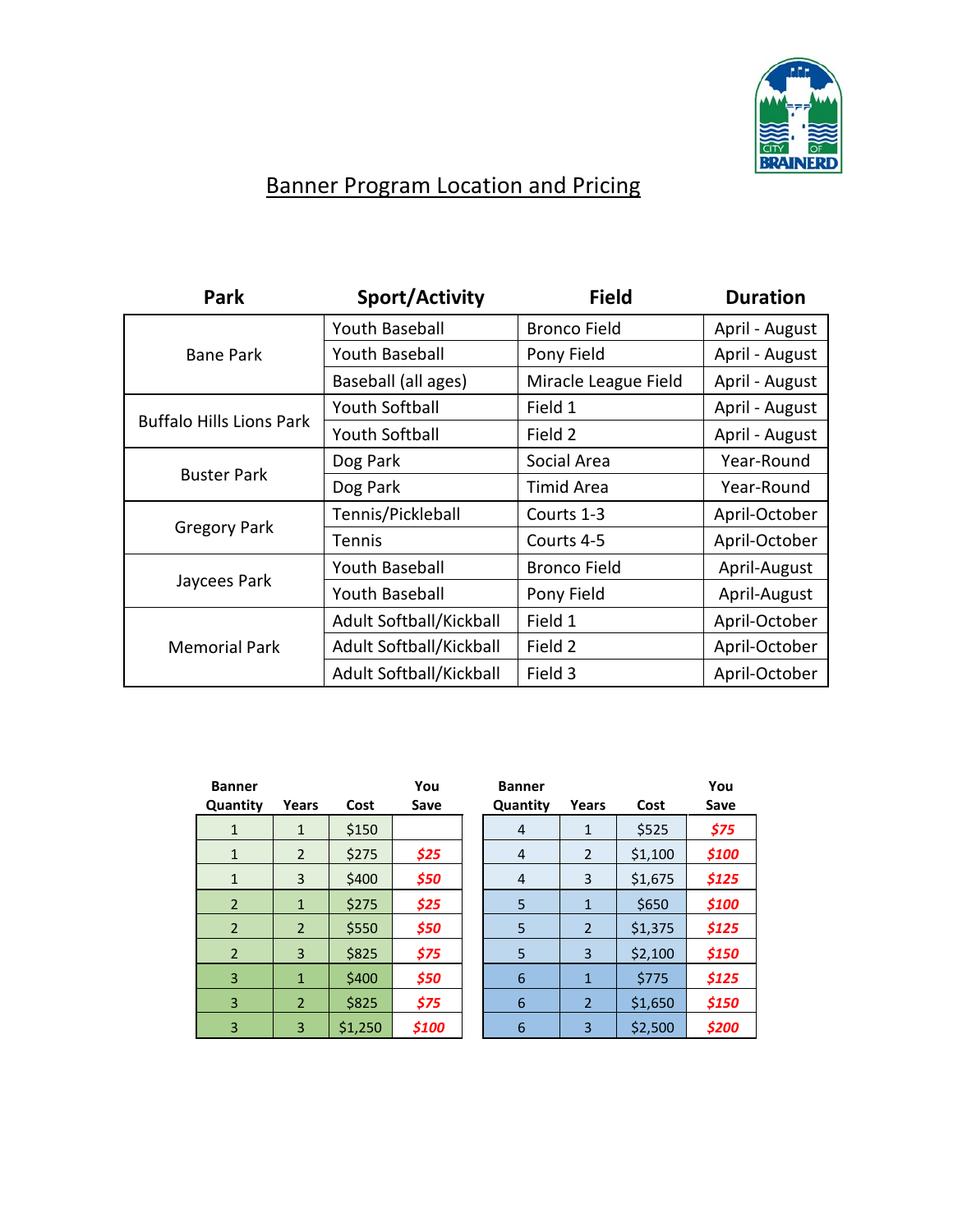# Banner Program Location and Pricing

| Park | Sport/Activity | Field | Duration |
|---|---|---|---|
| Bane Park | Youth Baseball | Bronco Field | April - August |
| | Youth Baseball | Pony Field | April - August |
| | Baseball (all ages) | Miracle League Field | April - August |
| Buffalo Hills Lions Park | Youth Softball | Field 1 | April - August |
| | Youth Softball | Field 2 | April - August |
| Buster Park | Dog Park | Social Area | Year-Round |
| | Dog Park | Timid Area | Year-Round |
| Gregory Park | Tennis/Pickleball | Courts 1-3 | April-October |
| | Tennis | Courts 4-5 | April-October |
| Jaycees Park | Youth Baseball | Bronco Field | April-August |
| | Youth Baseball | Pony Field | April-August |
| Memorial Park | Adult Softball/Kickball | Field 1 | April-October |
| | Adult Softball/Kickball | Field 2 | April-October |
| | Adult Softball/Kickball | Field 3 | April-October |

| Banner Quantity | Years | Cost | You Save |
|---|---|---|---|
| 1 | 1 | $150 | |
| 1 | 2 | $275 | *$25* |
| 1 | 3 | $400 | *$50* |
| 2 | 1 | $275 | *$25* |
| 2 | 2 | $550 | *$50* |
| 2 | 3 | $825 | *$75* |
| 3 | 1 | $400 | *$50* |
| 3 | 2 | $825 | *$75* |
| 3 | 3 | $1,250 | *$100* |

| Banner Quantity | Years | Cost | You Save |
|---|---|---|---|
| 4 | 1 | $525 | *$75* |
| 4 | 2 | $1,100 | *$100* |
| 4 | 3 | $1,675 | *$125* |
| 5 | 1 | $650 | *$100* |
| 5 | 2 | $1,375 | *$125* |
| 5 | 3 | $2,100 | *$150* |
| 6 | 1 | $775 | *$125* |
| 6 | 2 | $1,650 | *$150* |
| 6 | 3 | $2,500 | *$200* |